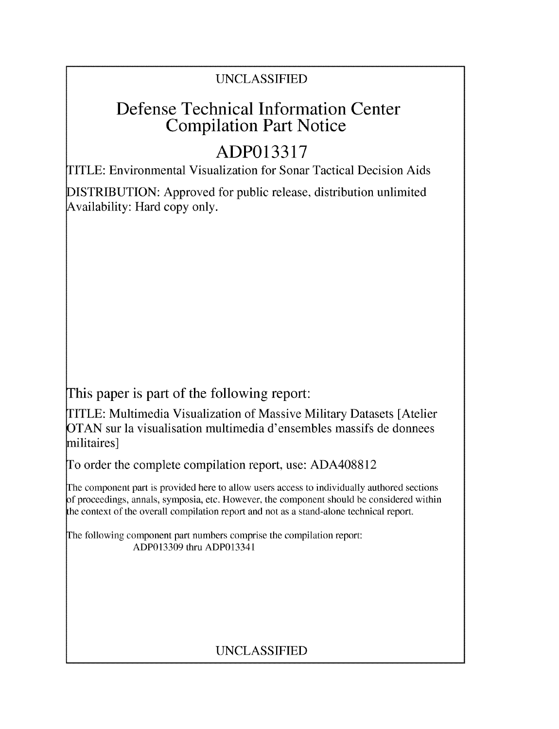UNCLASSIFIED

# Defense Technical Information Center Compilation Part Notice

## ADP013317

TITLE: Environmental Visualization for Sonar Tactical Decision Aids

DISTRIBUTION: Approved for public release, distribution unlimited
Availability: Hard copy only.

This paper is part of the following report:

TITLE: Multimedia Visualization of Massive Military Datasets [Atelier OTAN sur la visualisation multimedia d'ensembles massifs de donnees militaires]

To order the complete compilation report, use: ADA408812

The component part is provided here to allow users access to individually authored sections of proceedings, annals, symposia, etc. However, the component should be considered within the context of the overall compilation report and not as a stand-alone technical report.

The following component part numbers comprise the compilation report:
ADP013309 thru ADP013341

UNCLASSIFIED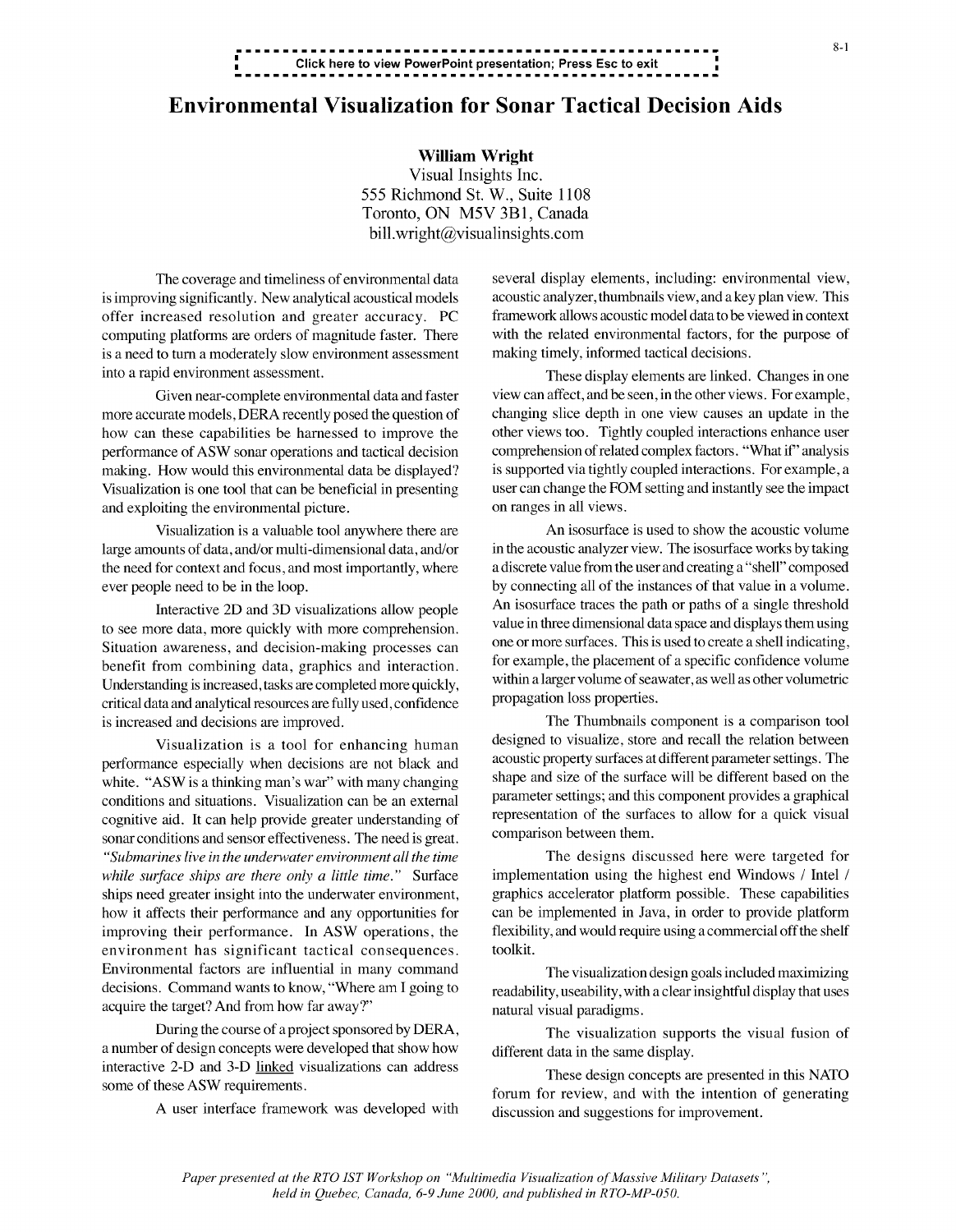# Environmental Visualization for Sonar Tactical Decision Aids

**William Wright**
Visual Insights Inc.
555 Richmond St. W., Suite 1108
Toronto, ON M5V 3B1, Canada
bill.wright@visualinsights.com

The coverage and timeliness of environmental data is improving significantly. New analytical acoustical models offer increased resolution and greater accuracy. PC computing platforms are orders of magnitude faster. There is a need to turn a moderately slow environment assessment into a rapid environment assessment.

Given near-complete environmental data and faster more accurate models, DERA recently posed the question of how can these capabilities be harnessed to improve the performance of ASW sonar operations and tactical decision making. How would this environmental data be displayed? Visualization is one tool that can be beneficial in presenting and exploiting the environmental picture.

Visualization is a valuable tool anywhere there are large amounts of data, and/or multi-dimensional data, and/or the need for context and focus, and most importantly, where ever people need to be in the loop.

Interactive 2D and 3D visualizations allow people to see more data, more quickly with more comprehension. Situation awareness, and decision-making processes can benefit from combining data, graphics and interaction. Understanding is increased, tasks are completed more quickly, critical data and analytical resources are fully used, confidence is increased and decisions are improved.

Visualization is a tool for enhancing human performance especially when decisions are not black and white. "ASW is a thinking man's war" with many changing conditions and situations. Visualization can be an external cognitive aid. It can help provide greater understanding of sonar conditions and sensor effectiveness. The need is great. *"Submarines live in the underwater environment all the time while surface ships are there only a little time."* Surface ships need greater insight into the underwater environment, how it affects their performance and any opportunities for improving their performance. In ASW operations, the environment has significant tactical consequences. Environmental factors are influential in many command decisions. Command wants to know, "Where am I going to acquire the target? And from how far away?"

During the course of a project sponsored by DERA, a number of design concepts were developed that show how interactive 2-D and 3-D linked visualizations can address some of these ASW requirements.

A user interface framework was developed with several display elements, including: environmental view, acoustic analyzer, thumbnails view, and a key plan view. This framework allows acoustic model data to be viewed in context with the related environmental factors, for the purpose of making timely, informed tactical decisions.

These display elements are linked. Changes in one view can affect, and be seen, in the other views. For example, changing slice depth in one view causes an update in the other views too. Tightly coupled interactions enhance user comprehension of related complex factors. "What if" analysis is supported via tightly coupled interactions. For example, a user can change the FOM setting and instantly see the impact on ranges in all views.

An isosurface is used to show the acoustic volume in the acoustic analyzer view. The isosurface works by taking a discrete value from the user and creating a "shell" composed by connecting all of the instances of that value in a volume. An isosurface traces the path or paths of a single threshold value in three dimensional data space and displays them using one or more surfaces. This is used to create a shell indicating, for example, the placement of a specific confidence volume within a larger volume of seawater, as well as other volumetric propagation loss properties.

The Thumbnails component is a comparison tool designed to visualize, store and recall the relation between acoustic property surfaces at different parameter settings. The shape and size of the surface will be different based on the parameter settings; and this component provides a graphical representation of the surfaces to allow for a quick visual comparison between them.

The designs discussed here were targeted for implementation using the highest end Windows / Intel / graphics accelerator platform possible. These capabilities can be implemented in Java, in order to provide platform flexibility, and would require using a commercial off the shelf toolkit.

The visualization design goals included maximizing readability, useability, with a clear insightful display that uses natural visual paradigms.

The visualization supports the visual fusion of different data in the same display.

These design concepts are presented in this NATO forum for review, and with the intention of generating discussion and suggestions for improvement.

*Paper presented at the RTO IST Workshop on "Multimedia Visualization of Massive Military Datasets", held in Quebec, Canada, 6-9 June 2000, and published in RTO-MP-050.*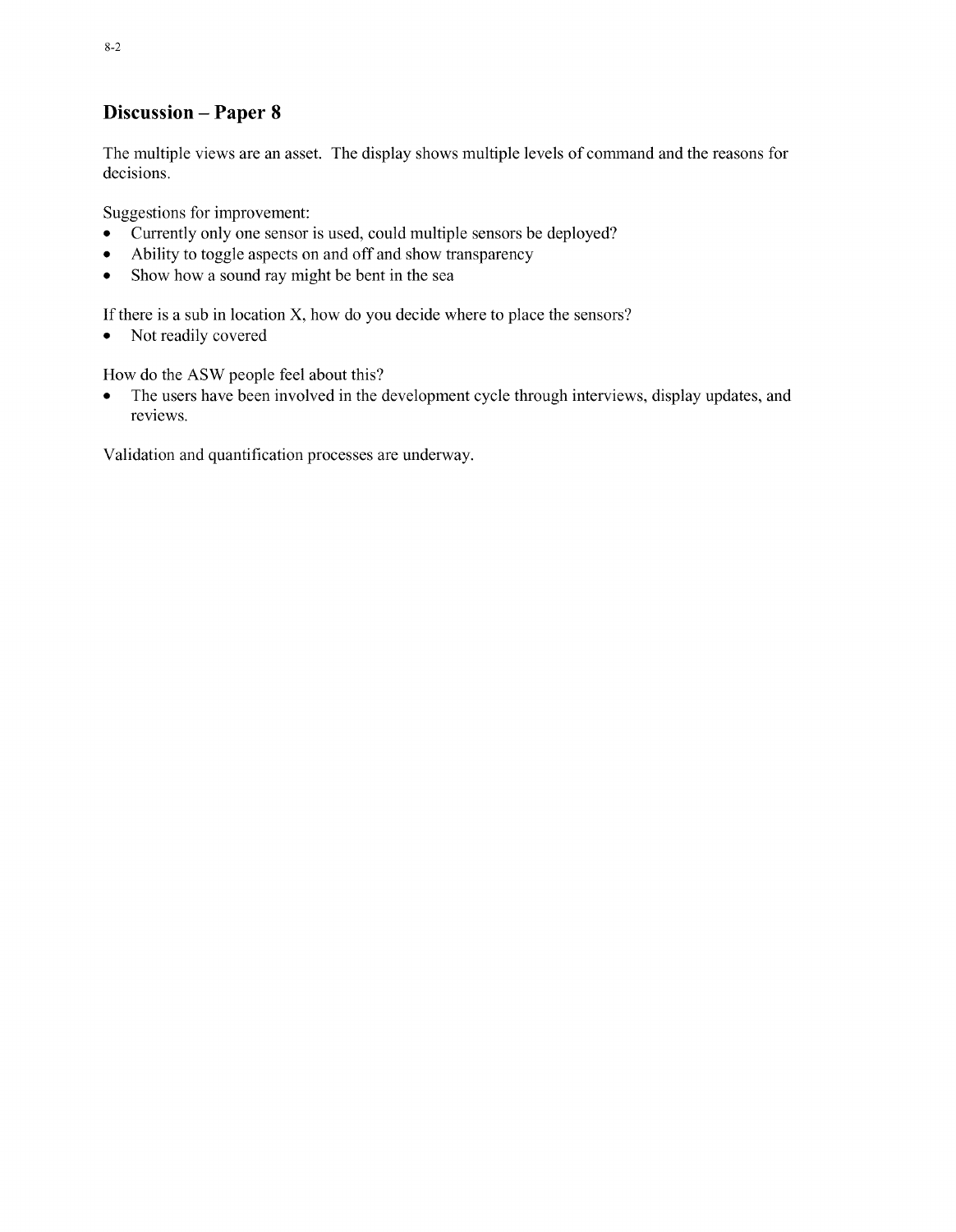## Discussion – Paper 8

The multiple views are an asset. The display shows multiple levels of command and the reasons for decisions.

Suggestions for improvement:

- Currently only one sensor is used, could multiple sensors be deployed?
- Ability to toggle aspects on and off and show transparency
- Show how a sound ray might be bent in the sea

If there is a sub in location X, how do you decide where to place the sensors?

- Not readily covered

How do the ASW people feel about this?

- The users have been involved in the development cycle through interviews, display updates, and reviews.

Validation and quantification processes are underway.